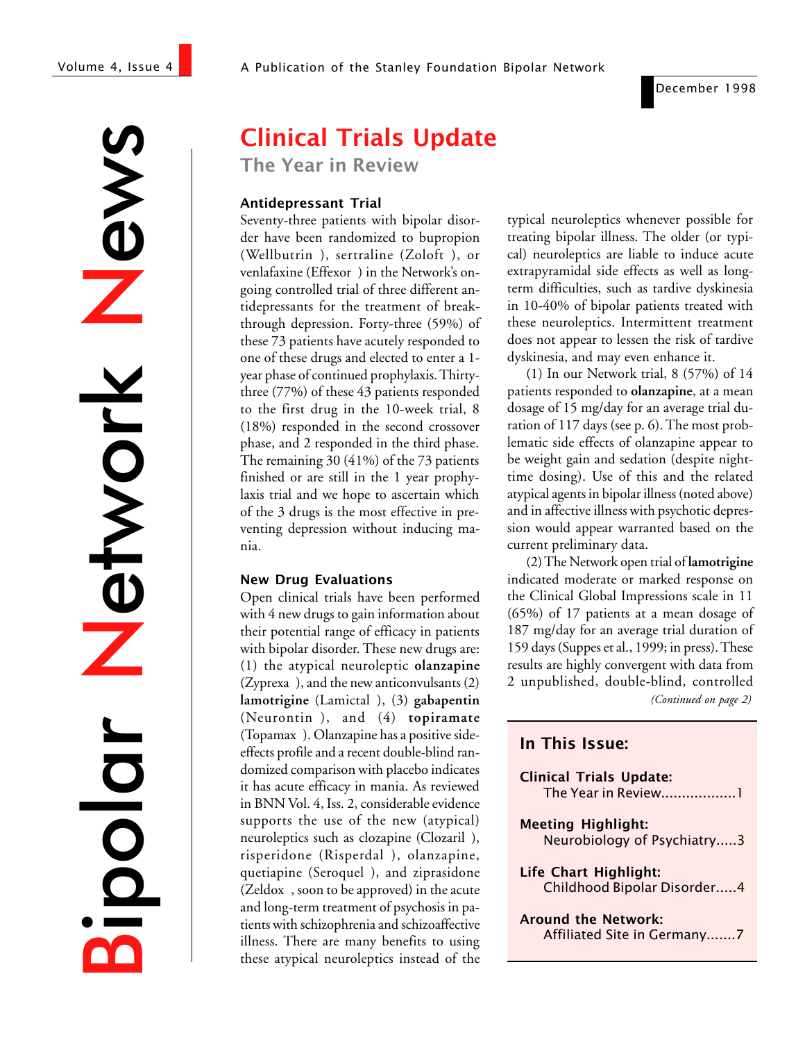# Bipolar Network News

A Publication of the Stanley Foundation Bipolar Network

December 1998

## Clinical Trials Update

### The Year in Review

**Antidepressant Trial**

Seventy-three patients with bipolar disorder have been randomized to bupropion (Wellbutrin ), sertraline (Zoloft ), or venlafaxine (Effexor ) in the Network's ongoing controlled trial of three different antidepressants for the treatment of breakthrough depression. Forty-three (59%) of these 73 patients have acutely responded to one of these drugs and elected to enter a 1-year phase of continued prophylaxis. Thirty-three (77%) of these 43 patients responded to the first drug in the 10-week trial, 8 (18%) responded in the second crossover phase, and 2 responded in the third phase. The remaining 30 (41%) of the 73 patients finished or are still in the 1 year prophylaxis trial and we hope to ascertain which of the 3 drugs is the most effective in preventing depression without inducing mania.

**New Drug Evaluations**

Open clinical trials have been performed with 4 new drugs to gain information about their potential range of efficacy in patients with bipolar disorder. These new drugs are: (1) the atypical neuroleptic **olanzapine** (Zyprexa ), and the new anticonvulsants (2) **lamotrigine** (Lamictal ), (3) **gabapentin** (Neurontin ), and (4) **topiramate** (Topamax ). Olanzapine has a positive side-effects profile and a recent double-blind randomized comparison with placebo indicates it has acute efficacy in mania. As reviewed in BNN Vol. 4, Iss. 2, considerable evidence supports the use of the new (atypical) neuroleptics such as clozapine (Clozaril ), risperidone (Risperdal ), olanzapine, quetiapine (Seroquel ), and ziprasidone (Zeldox , soon to be approved) in the acute and long-term treatment of psychosis in patients with schizophrenia and schizoaffective illness. There are many benefits to using these atypical neuroleptics instead of the typical neuroleptics whenever possible for treating bipolar illness. The older (or typical) neuroleptics are liable to induce acute extrapyramidal side effects as well as long-term difficulties, such as tardive dyskinesia in 10-40% of bipolar patients treated with these neuroleptics. Intermittent treatment does not appear to lessen the risk of tardive dyskinesia, and may even enhance it.

(1) In our Network trial, 8 (57%) of 14 patients responded to **olanzapine**, at a mean dosage of 15 mg/day for an average trial duration of 117 days (see p. 6). The most problematic side effects of olanzapine appear to be weight gain and sedation (despite nighttime dosing). Use of this and the related atypical agents in bipolar illness (noted above) and in affective illness with psychotic depression would appear warranted based on the current preliminary data.

(2) The Network open trial of **lamotrigine** indicated moderate or marked response on the Clinical Global Impressions scale in 11 (65%) of 17 patients at a mean dosage of 187 mg/day for an average trial duration of 159 days (Suppes et al., 1999; in press). These results are highly convergent with data from 2 unpublished, double-blind, controlled

*(Continued on page 2)*

**In This Issue:**

- **Clinical Trials Update:** The Year in Review..................1
- **Meeting Highlight:** Neurobiology of Psychiatry.....3
- **Life Chart Highlight:** Childhood Bipolar Disorder.....4
- **Around the Network:** Affiliated Site in Germany.......7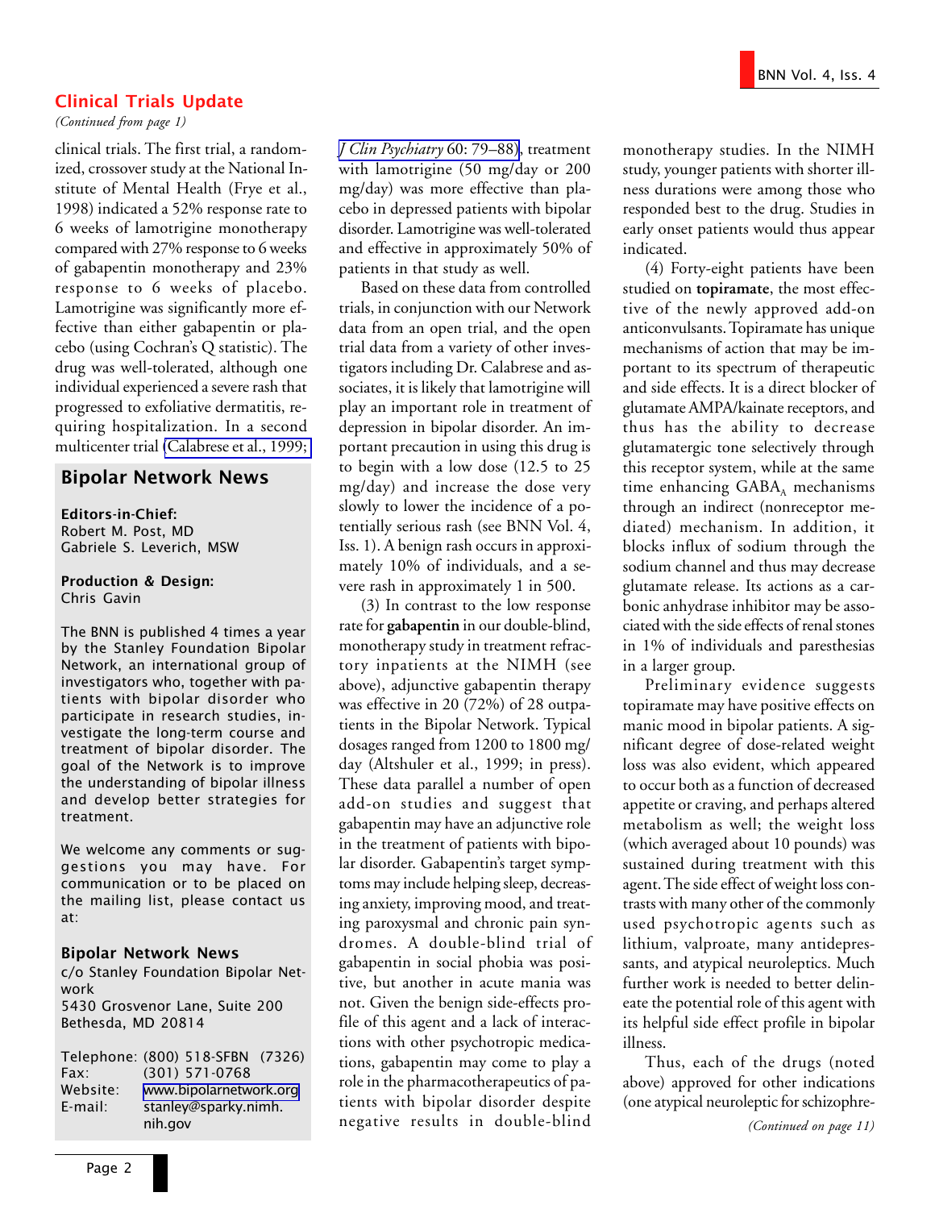## Clinical Trials Update

*(Continued from page 1)*

clinical trials. The first trial, a randomized, crossover study at the National Institute of Mental Health (Frye et al., 1998) indicated a 52% response rate to 6 weeks of lamotrigine monotherapy compared with 27% response to 6 weeks of gabapentin monotherapy and 23% response to 6 weeks of placebo. Lamotrigine was significantly more effective than either gabapentin or placebo (using Cochran's Q statistic). The drug was well-tolerated, although one individual experienced a severe rash that progressed to exfoliative dermatitis, requiring hospitalization. In a second multicenter trial (Calabrese et al., 1999; *J Clin Psychiatry* 60: 79–88), treatment with lamotrigine (50 mg/day or 200 mg/day) was more effective than placebo in depressed patients with bipolar disorder. Lamotrigine was well-tolerated and effective in approximately 50% of patients in that study as well.

Based on these data from controlled trials, in conjunction with our Network data from an open trial, and the open trial data from a variety of other investigators including Dr. Calabrese and associates, it is likely that lamotrigine will play an important role in treatment of depression in bipolar disorder. An important precaution in using this drug is to begin with a low dose (12.5 to 25 mg/day) and increase the dose very slowly to lower the incidence of a potentially serious rash (see BNN Vol. 4, Iss. 1). A benign rash occurs in approximately 10% of individuals, and a severe rash in approximately 1 in 500.

(3) In contrast to the low response rate for **gabapentin** in our double-blind, monotherapy study in treatment refractory inpatients at the NIMH (see above), adjunctive gabapentin therapy was effective in 20 (72%) of 28 outpatients in the Bipolar Network. Typical dosages ranged from 1200 to 1800 mg/day (Altshuler et al., 1999; in press). These data parallel a number of open add-on studies and suggest that gabapentin may have an adjunctive role in the treatment of patients with bipolar disorder. Gabapentin's target symptoms may include helping sleep, decreasing anxiety, improving mood, and treating paroxysmal and chronic pain syndromes. A double-blind trial of gabapentin in social phobia was positive, but another in acute mania was not. Given the benign side-effects profile of this agent and a lack of interactions with other psychotropic medications, gabapentin may come to play a role in the pharmacotherapeutics of patients with bipolar disorder despite negative results in double-blind monotherapy studies. In the NIMH study, younger patients with shorter illness durations were among those who responded best to the drug. Studies in early onset patients would thus appear indicated.

(4) Forty-eight patients have been studied on **topiramate**, the most effective of the newly approved add-on anticonvulsants. Topiramate has unique mechanisms of action that may be important to its spectrum of therapeutic and side effects. It is a direct blocker of glutamate AMPA/kainate receptors, and thus has the ability to decrease glutamatergic tone selectively through this receptor system, while at the same time enhancing $GABA_A$ mechanisms through an indirect (nonreceptor mediated) mechanism. In addition, it blocks influx of sodium through the sodium channel and thus may decrease glutamate release. Its actions as a carbonic anhydrase inhibitor may be associated with the side effects of renal stones in 1% of individuals and paresthesias in a larger group.

Preliminary evidence suggests topiramate may have positive effects on manic mood in bipolar patients. A significant degree of dose-related weight loss was also evident, which appeared to occur both as a function of decreased appetite or craving, and perhaps altered metabolism as well; the weight loss (which averaged about 10 pounds) was sustained during treatment with this agent. The side effect of weight loss contrasts with many other of the commonly used psychotropic agents such as lithium, valproate, many antidepressants, and atypical neuroleptics. Much further work is needed to better delineate the potential role of this agent with its helpful side effect profile in bipolar illness.

Thus, each of the drugs (noted above) approved for other indications (one atypical neuroleptic for schizophre-

*(Continued on page 11)*

---

## Bipolar Network News

**Editors-in-Chief:**
Robert M. Post, MD
Gabriele S. Leverich, MSW

**Production & Design:**
Chris Gavin

The BNN is published 4 times a year by the Stanley Foundation Bipolar Network, an international group of investigators who, together with patients with bipolar disorder who participate in research studies, investigate the long-term course and treatment of bipolar disorder. The goal of the Network is to improve the understanding of bipolar illness and develop better strategies for treatment.

We welcome any comments or suggestions you may have. For communication or to be placed on the mailing list, please contact us at:

**Bipolar Network News**
c/o Stanley Foundation Bipolar Network
5430 Grosvenor Lane, Suite 200
Bethesda, MD 20814

Telephone: (800) 518-SFBN (7326)
Fax: (301) 571-0768
Website: www.bipolarnetwork.org
E-mail: stanley@sparky.nimh.nih.gov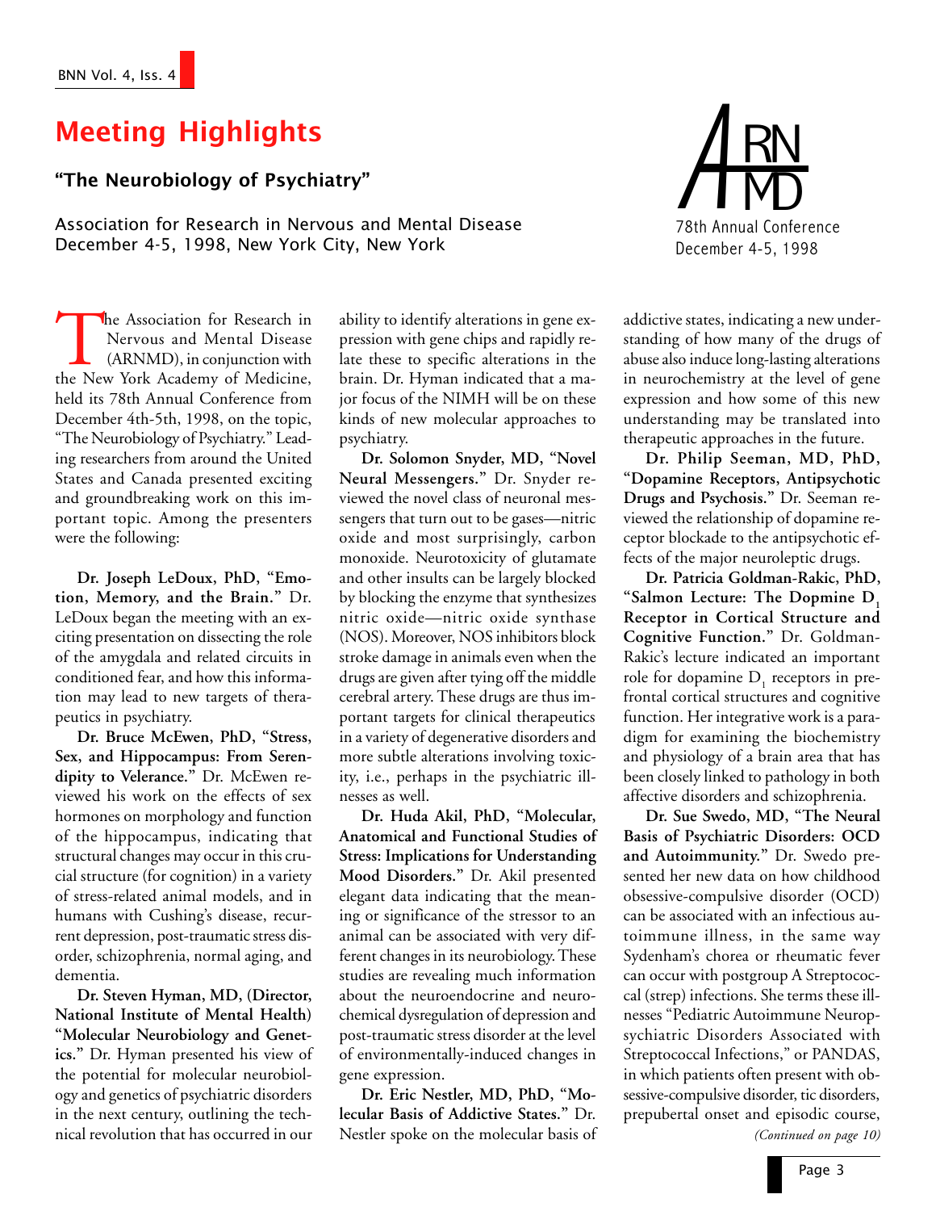# Meeting Highlights

### "The Neurobiology of Psychiatry"

Association for Research in Nervous and Mental Disease
December 4-5, 1998, New York City, New York

ARNMD
78th Annual Conference
December 4-5, 1998

The Association for Research in Nervous and Mental Disease (ARNMD), in conjunction with the New York Academy of Medicine, held its 78th Annual Conference from December 4th-5th, 1998, on the topic, "The Neurobiology of Psychiatry." Leading researchers from around the United States and Canada presented exciting and groundbreaking work on this important topic. Among the presenters were the following:

**Dr. Joseph LeDoux, PhD, "Emotion, Memory, and the Brain."** Dr. LeDoux began the meeting with an exciting presentation on dissecting the role of the amygdala and related circuits in conditioned fear, and how this information may lead to new targets of therapeutics in psychiatry.

**Dr. Bruce McEwen, PhD, "Stress, Sex, and Hippocampus: From Serendipity to Velerance."** Dr. McEwen reviewed his work on the effects of sex hormones on morphology and function of the hippocampus, indicating that structural changes may occur in this crucial structure (for cognition) in a variety of stress-related animal models, and in humans with Cushing's disease, recurrent depression, post-traumatic stress disorder, schizophrenia, normal aging, and dementia.

**Dr. Steven Hyman, MD, (Director, National Institute of Mental Health) "Molecular Neurobiology and Genetics."** Dr. Hyman presented his view of the potential for molecular neurobiology and genetics of psychiatric disorders in the next century, outlining the technical revolution that has occurred in our ability to identify alterations in gene expression with gene chips and rapidly relate these to specific alterations in the brain. Dr. Hyman indicated that a major focus of the NIMH will be on these kinds of new molecular approaches to psychiatry.

**Dr. Solomon Snyder, MD, "Novel Neural Messengers."** Dr. Snyder reviewed the novel class of neuronal messengers that turn out to be gases—nitric oxide and most surprisingly, carbon monoxide. Neurotoxicity of glutamate and other insults can be largely blocked by blocking the enzyme that synthesizes nitric oxide—nitric oxide synthase (NOS). Moreover, NOS inhibitors block stroke damage in animals even when the drugs are given after tying off the middle cerebral artery. These drugs are thus important targets for clinical therapeutics in a variety of degenerative disorders and more subtle alterations involving toxicity, i.e., perhaps in the psychiatric illnesses as well.

**Dr. Huda Akil, PhD, "Molecular, Anatomical and Functional Studies of Stress: Implications for Understanding Mood Disorders."** Dr. Akil presented elegant data indicating that the meaning or significance of the stressor to an animal can be associated with very different changes in its neurobiology. These studies are revealing much information about the neuroendocrine and neurochemical dysregulation of depression and post-traumatic stress disorder at the level of environmentally-induced changes in gene expression.

**Dr. Eric Nestler, MD, PhD, "Molecular Basis of Addictive States."** Dr. Nestler spoke on the molecular basis of addictive states, indicating a new understanding of how many of the drugs of abuse also induce long-lasting alterations in neurochemistry at the level of gene expression and how some of this new understanding may be translated into therapeutic approaches in the future.

**Dr. Philip Seeman, MD, PhD, "Dopamine Receptors, Antipsychotic Drugs and Psychosis."** Dr. Seeman reviewed the relationship of dopamine receptor blockade to the antipsychotic effects of the major neuroleptic drugs.

**Dr. Patricia Goldman-Rakic, PhD, "Salmon Lecture: The Dopmine $D_1$ Receptor in Cortical Structure and Cognitive Function."** Dr. Goldman-Rakic's lecture indicated an important role for dopamine $D_1$ receptors in prefrontal cortical structures and cognitive function. Her integrative work is a paradigm for examining the biochemistry and physiology of a brain area that has been closely linked to pathology in both affective disorders and schizophrenia.

**Dr. Sue Swedo, MD, "The Neural Basis of Psychiatric Disorders: OCD and Autoimmunity."** Dr. Swedo presented her new data on how childhood obsessive-compulsive disorder (OCD) can be associated with an infectious autoimmune illness, in the same way Sydenham's chorea or rheumatic fever can occur with postgroup A Streptococcal (strep) infections. She terms these illnesses "Pediatric Autoimmune Neuropsychiatric Disorders Associated with Streptococcal Infections," or PANDAS, in which patients often present with obsessive-compulsive disorder, tic disorders, prepubertal onset and episodic course,

*(Continued on page 10)*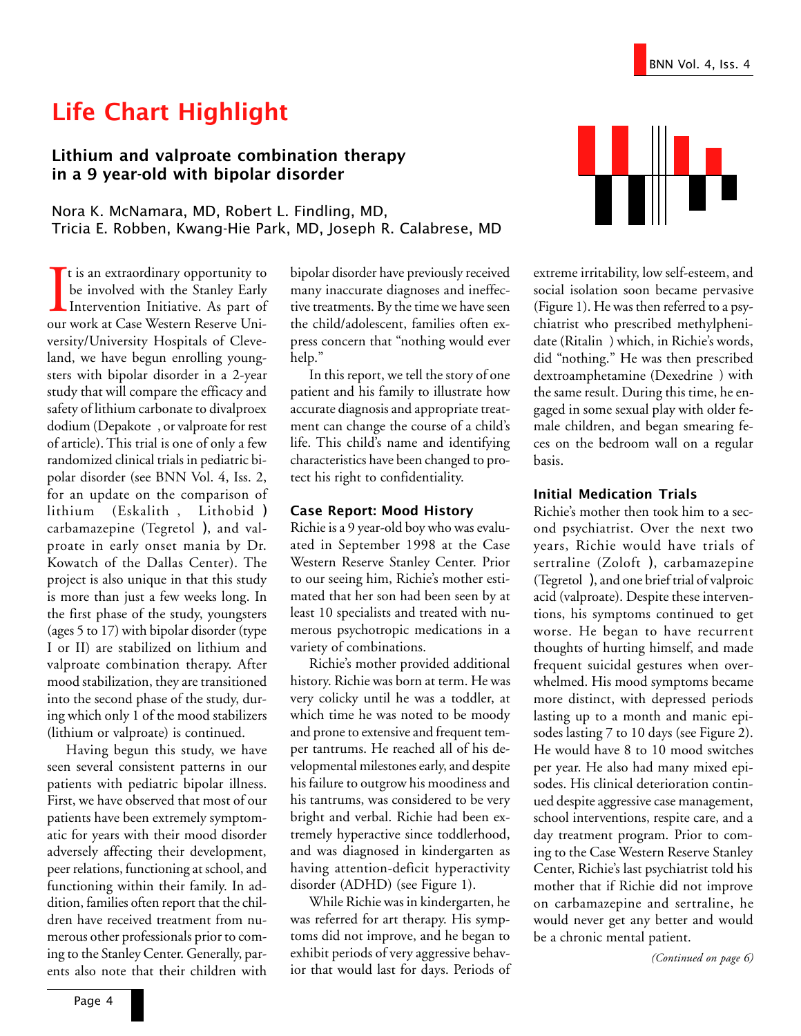# Life Chart Highlight

## Lithium and valproate combination therapy in a 9 year-old with bipolar disorder

Nora K. McNamara, MD, Robert L. Findling, MD, Tricia E. Robben, Kwang-Hie Park, MD, Joseph R. Calabrese, MD

It is an extraordinary opportunity to be involved with the Stanley Early Intervention Initiative. As part of our work at Case Western Reserve University/University Hospitals of Cleveland, we have begun enrolling youngsters with bipolar disorder in a 2-year study that will compare the efficacy and safety of lithium carbonate to divalproex dodium (Depakote , or valproate for rest of article). This trial is one of only a few randomized clinical trials in pediatric bipolar disorder (see BNN Vol. 4, Iss. 2, for an update on the comparison of lithium (Eskalith , Lithobid ) carbamazepine (Tegretol ), and valproate in early onset mania by Dr. Kowatch of the Dallas Center). The project is also unique in that this study is more than just a few weeks long. In the first phase of the study, youngsters (ages 5 to 17) with bipolar disorder (type I or II) are stabilized on lithium and valproate combination therapy. After mood stabilization, they are transitioned into the second phase of the study, during which only 1 of the mood stabilizers (lithium or valproate) is continued.

Having begun this study, we have seen several consistent patterns in our patients with pediatric bipolar illness. First, we have observed that most of our patients have been extremely symptomatic for years with their mood disorder adversely affecting their development, peer relations, functioning at school, and functioning within their family. In addition, families often report that the children have received treatment from numerous other professionals prior to coming to the Stanley Center. Generally, parents also note that their children with bipolar disorder have previously received many inaccurate diagnoses and ineffective treatments. By the time we have seen the child/adolescent, families often express concern that "nothing would ever help."

In this report, we tell the story of one patient and his family to illustrate how accurate diagnosis and appropriate treatment can change the course of a child's life. This child's name and identifying characteristics have been changed to protect his right to confidentiality.

### Case Report: Mood History

Richie is a 9 year-old boy who was evaluated in September 1998 at the Case Western Reserve Stanley Center. Prior to our seeing him, Richie's mother estimated that her son had been seen by at least 10 specialists and treated with numerous psychotropic medications in a variety of combinations.

Richie's mother provided additional history. Richie was born at term. He was very colicky until he was a toddler, at which time he was noted to be moody and prone to extensive and frequent temper tantrums. He reached all of his developmental milestones early, and despite his failure to outgrow his moodiness and his tantrums, was considered to be very bright and verbal. Richie had been extremely hyperactive since toddlerhood, and was diagnosed in kindergarten as having attention-deficit hyperactivity disorder (ADHD) (see Figure 1).

While Richie was in kindergarten, he was referred for art therapy. His symptoms did not improve, and he began to exhibit periods of very aggressive behavior that would last for days. Periods of extreme irritability, low self-esteem, and social isolation soon became pervasive (Figure 1). He was then referred to a psychiatrist who prescribed methylphenidate (Ritalin ) which, in Richie's words, did "nothing." He was then prescribed dextroamphetamine (Dexedrine ) with the same result. During this time, he engaged in some sexual play with older female children, and began smearing feces on the bedroom wall on a regular basis.

### Initial Medication Trials

Richie's mother then took him to a second psychiatrist. Over the next two years, Richie would have trials of sertraline (Zoloft ), carbamazepine (Tegretol ), and one brief trial of valproic acid (valproate). Despite these interventions, his symptoms continued to get worse. He began to have recurrent thoughts of hurting himself, and made frequent suicidal gestures when overwhelmed. His mood symptoms became more distinct, with depressed periods lasting up to a month and manic episodes lasting 7 to 10 days (see Figure 2). He would have 8 to 10 mood switches per year. He also had many mixed episodes. His clinical deterioration continued despite aggressive case management, school interventions, respite care, and a day treatment program. Prior to coming to the Case Western Reserve Stanley Center, Richie's last psychiatrist told his mother that if Richie did not improve on carbamazepine and sertraline, he would never get any better and would be a chronic mental patient.

*(Continued on page 6)*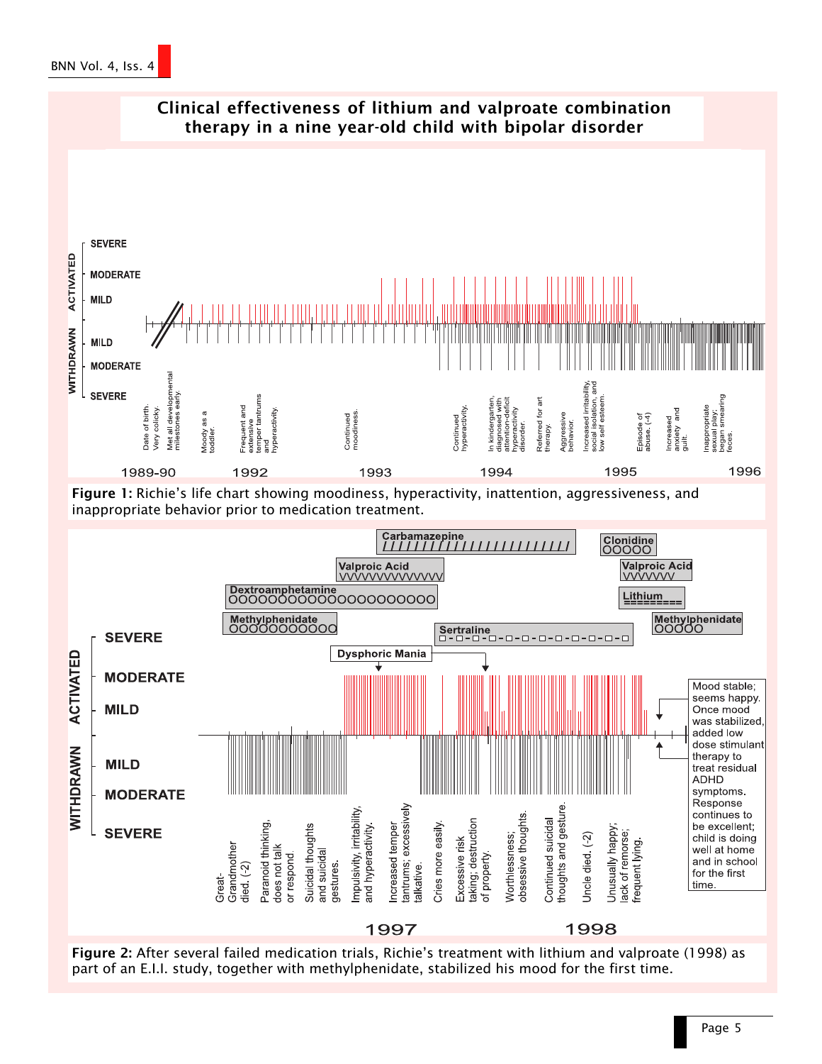## Clinical effectiveness of lithium and valproate combination therapy in a nine year-old child with bipolar disorder

**Figure 1:** Richie's life chart showing moodiness, hyperactivity, inattention, aggressiveness, and inappropriate behavior prior to medication treatment.

**Figure 2:** After several failed medication trials, Richie's treatment with lithium and valproate (1998) as part of an E.I.I. study, together with methylphenidate, stabilized his mood for the first time.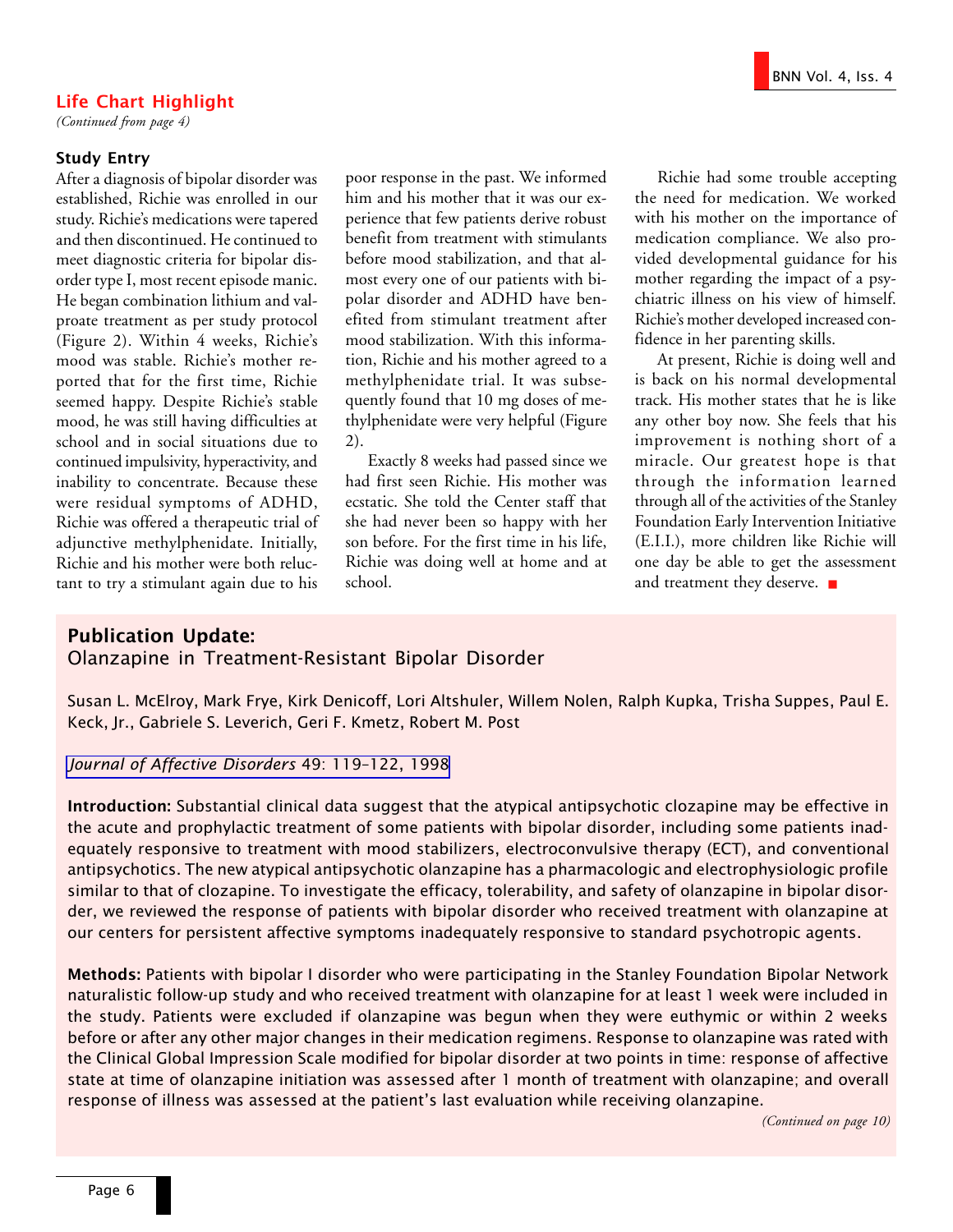## Life Chart Highlight

*(Continued from page 4)*

### Study Entry

After a diagnosis of bipolar disorder was established, Richie was enrolled in our study. Richie's medications were tapered and then discontinued. He continued to meet diagnostic criteria for bipolar disorder type I, most recent episode manic. He began combination lithium and valproate treatment as per study protocol (Figure 2). Within 4 weeks, Richie's mood was stable. Richie's mother reported that for the first time, Richie seemed happy. Despite Richie's stable mood, he was still having difficulties at school and in social situations due to continued impulsivity, hyperactivity, and inability to concentrate. Because these were residual symptoms of ADHD, Richie was offered a therapeutic trial of adjunctive methylphenidate. Initially, Richie and his mother were both reluctant to try a stimulant again due to his poor response in the past. We informed him and his mother that it was our experience that few patients derive robust benefit from treatment with stimulants before mood stabilization, and that almost every one of our patients with bipolar disorder and ADHD have benefited from stimulant treatment after mood stabilization. With this information, Richie and his mother agreed to a methylphenidate trial. It was subsequently found that 10 mg doses of methylphenidate were very helpful (Figure 2).

Exactly 8 weeks had passed since we had first seen Richie. His mother was ecstatic. She told the Center staff that she had never been so happy with her son before. For the first time in his life, Richie was doing well at home and at school.

Richie had some trouble accepting the need for medication. We worked with his mother on the importance of medication compliance. We also provided developmental guidance for his mother regarding the impact of a psychiatric illness on his view of himself. Richie's mother developed increased confidence in her parenting skills.

At present, Richie is doing well and is back on his normal developmental track. His mother states that he is like any other boy now. She feels that his improvement is nothing short of a miracle. Our greatest hope is that through the information learned through all of the activities of the Stanley Foundation Early Intervention Initiative (E.I.I.), more children like Richie will one day be able to get the assessment and treatment they deserve. ■

## Publication Update: Olanzapine in Treatment-Resistant Bipolar Disorder

Susan L. McElroy, Mark Frye, Kirk Denicoff, Lori Altshuler, Willem Nolen, Ralph Kupka, Trisha Suppes, Paul E. Keck, Jr., Gabriele S. Leverich, Geri F. Kmetz, Robert M. Post

*Journal of Affective Disorders* 49: 119–122, 1998

**Introduction:** Substantial clinical data suggest that the atypical antipsychotic clozapine may be effective in the acute and prophylactic treatment of some patients with bipolar disorder, including some patients inadequately responsive to treatment with mood stabilizers, electroconvulsive therapy (ECT), and conventional antipsychotics. The new atypical antipsychotic olanzapine has a pharmacologic and electrophysiologic profile similar to that of clozapine. To investigate the efficacy, tolerability, and safety of olanzapine in bipolar disorder, we reviewed the response of patients with bipolar disorder who received treatment with olanzapine at our centers for persistent affective symptoms inadequately responsive to standard psychotropic agents.

**Methods:** Patients with bipolar I disorder who were participating in the Stanley Foundation Bipolar Network naturalistic follow-up study and who received treatment with olanzapine for at least 1 week were included in the study. Patients were excluded if olanzapine was begun when they were euthymic or within 2 weeks before or after any other major changes in their medication regimens. Response to olanzapine was rated with the Clinical Global Impression Scale modified for bipolar disorder at two points in time: response of affective state at time of olanzapine initiation was assessed after 1 month of treatment with olanzapine; and overall response of illness was assessed at the patient's last evaluation while receiving olanzapine.

*(Continued on page 10)*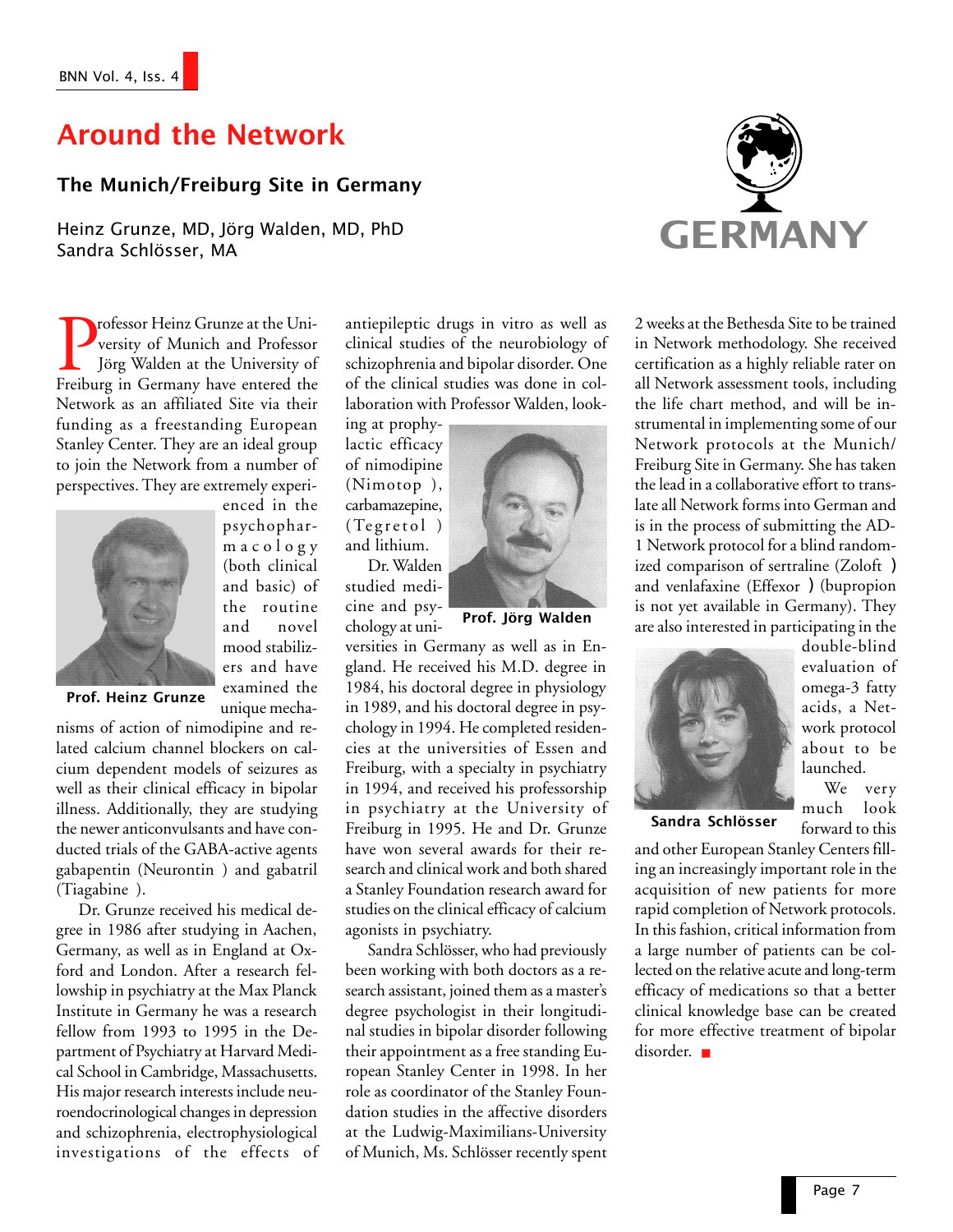# Around the Network

## The Munich/Freiburg Site in Germany

Heinz Grunze, MD, Jörg Walden, MD, PhD
Sandra Schlösser, MA

GERMANY

Professor Heinz Grunze at the University of Munich and Professor Jörg Walden at the University of Freiburg in Germany have entered the Network as an affiliated Site via their funding as a freestanding European Stanley Center. They are an ideal group to join the Network from a number of perspectives. They are extremely experienced in the psychopharmacology (both clinical and basic) of the routine and novel mood stabilizers and have examined the unique mechanisms of action of nimodipine and related calcium channel blockers on calcium dependent models of seizures as well as their clinical efficacy in bipolar illness. Additionally, they are studying the newer anticonvulsants and have conducted trials of the GABA-active agents gabapentin (Neurontin ) and gabatril (Tiagabine ).

Prof. Heinz Grunze

Dr. Grunze received his medical degree in 1986 after studying in Aachen, Germany, as well as in England at Oxford and London. After a research fellowship in psychiatry at the Max Planck Institute in Germany he was a research fellow from 1993 to 1995 in the Department of Psychiatry at Harvard Medical School in Cambridge, Massachusetts. His major research interests include neuroendocrinological changes in depression and schizophrenia, electrophysiological investigations of the effects of antiepileptic drugs in vitro as well as clinical studies of the neurobiology of schizophrenia and bipolar disorder. One of the clinical studies was done in collaboration with Professor Walden, looking at prophylactic efficacy of nimodipine (Nimotop ), carbamazepine, (Tegretol ) and lithium.

Prof. Jörg Walden

Dr. Walden studied medicine and psychology at universities in Germany as well as in England. He received his M.D. degree in 1984, his doctoral degree in physiology in 1989, and his doctoral degree in psychology in 1994. He completed residencies at the universities of Essen and Freiburg, with a specialty in psychiatry in 1994, and received his professorship in psychiatry at the University of Freiburg in 1995. He and Dr. Grunze have won several awards for their research and clinical work and both shared a Stanley Foundation research award for studies on the clinical efficacy of calcium agonists in psychiatry.

Sandra Schlösser, who had previously been working with both doctors as a research assistant, joined them as a master's degree psychologist in their longitudinal studies in bipolar disorder following their appointment as a free standing European Stanley Center in 1998. In her role as coordinator of the Stanley Foundation studies in the affective disorders at the Ludwig-Maximilians-University of Munich, Ms. Schlösser recently spent 2 weeks at the Bethesda Site to be trained in Network methodology. She received certification as a highly reliable rater on all Network assessment tools, including the life chart method, and will be instrumental in implementing some of our Network protocols at the Munich/Freiburg Site in Germany. She has taken the lead in a collaborative effort to translate all Network forms into German and is in the process of submitting the AD-1 Network protocol for a blind randomized comparison of sertraline (Zoloft ) and venlafaxine (Effexor ) (bupropion is not yet available in Germany). They are also interested in participating in the double-blind evaluation of omega-3 fatty acids, a Network protocol about to be launched.

Sandra Schlösser

We very much look forward to this and other European Stanley Centers filling an increasingly important role in the acquisition of new patients for more rapid completion of Network protocols. In this fashion, critical information from a large number of patients can be collected on the relative acute and long-term efficacy of medications so that a better clinical knowledge base can be created for more effective treatment of bipolar disorder. ■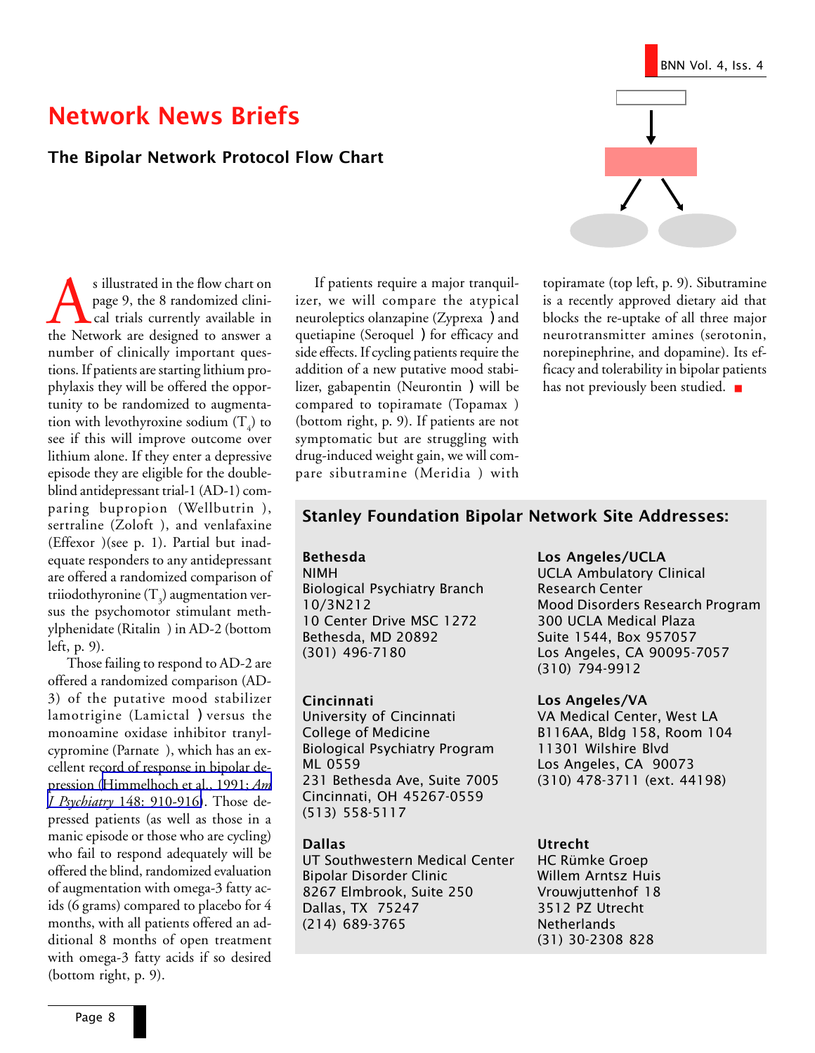# Network News Briefs

## The Bipolar Network Protocol Flow Chart

As illustrated in the flow chart on page 9, the 8 randomized clinical trials currently available in the Network are designed to answer a number of clinically important questions. If patients are starting lithium prophylaxis they will be offered the opportunity to be randomized to augmentation with levothyroxine sodium ($T_4$) to see if this will improve outcome over lithium alone. If they enter a depressive episode they are eligible for the double-blind antidepressant trial-1 (AD-1) comparing bupropion (Wellbutrin ), sertraline (Zoloft ), and venlafaxine (Effexor )(see p. 1). Partial but inadequate responders to any antidepressant are offered a randomized comparison of triiodothyronine ($T_3$) augmentation versus the psychomotor stimulant methylphenidate (Ritalin ) in AD-2 (bottom left, p. 9).

Those failing to respond to AD-2 are offered a randomized comparison (AD-3) of the putative mood stabilizer lamotrigine (Lamictal ) versus the monoamine oxidase inhibitor tranylcypromine (Parnate ), which has an excellent record of response in bipolar depression (Himmelhoch et al., 1991; *Am J Psychiatry* 148: 910-916). Those depressed patients (as well as those in a manic episode or those who are cycling) who fail to respond adequately will be offered the blind, randomized evaluation of augmentation with omega-3 fatty acids (6 grams) compared to placebo for 4 months, with all patients offered an additional 8 months of open treatment with omega-3 fatty acids if so desired (bottom right, p. 9).

If patients require a major tranquilizer, we will compare the atypical neuroleptics olanzapine (Zyprexa ) and quetiapine (Seroquel ) for efficacy and side effects. If cycling patients require the addition of a new putative mood stabilizer, gabapentin (Neurontin ) will be compared to topiramate (Topamax ) (bottom right, p. 9). If patients are not symptomatic but are struggling with drug-induced weight gain, we will compare sibutramine (Meridia ) with topiramate (top left, p. 9). Sibutramine is a recently approved dietary aid that blocks the re-uptake of all three major neurotransmitter amines (serotonin, norepinephrine, and dopamine). Its efficacy and tolerability in bipolar patients has not previously been studied. ■

## Stanley Foundation Bipolar Network Site Addresses:

**Bethesda**
NIMH
Biological Psychiatry Branch
10/3N212
10 Center Drive MSC 1272
Bethesda, MD 20892
(301) 496-7180

**Cincinnati**
University of Cincinnati
College of Medicine
Biological Psychiatry Program
ML 0559
231 Bethesda Ave, Suite 7005
Cincinnati, OH 45267-0559
(513) 558-5117

**Dallas**
UT Southwestern Medical Center
Bipolar Disorder Clinic
8267 Elmbrook, Suite 250
Dallas, TX 75247
(214) 689-3765

**Los Angeles/UCLA**
UCLA Ambulatory Clinical
Research Center
Mood Disorders Research Program
300 UCLA Medical Plaza
Suite 1544, Box 957057
Los Angeles, CA 90095-7057
(310) 794-9912

**Los Angeles/VA**
VA Medical Center, West LA
B116AA, Bldg 158, Room 104
11301 Wilshire Blvd
Los Angeles, CA 90073
(310) 478-3711 (ext. 44198)

**Utrecht**
HC Rümke Groep
Willem Arntsz Huis
Vrouwjuttenhof 18
3512 PZ Utrecht
Netherlands
(31) 30-2308 828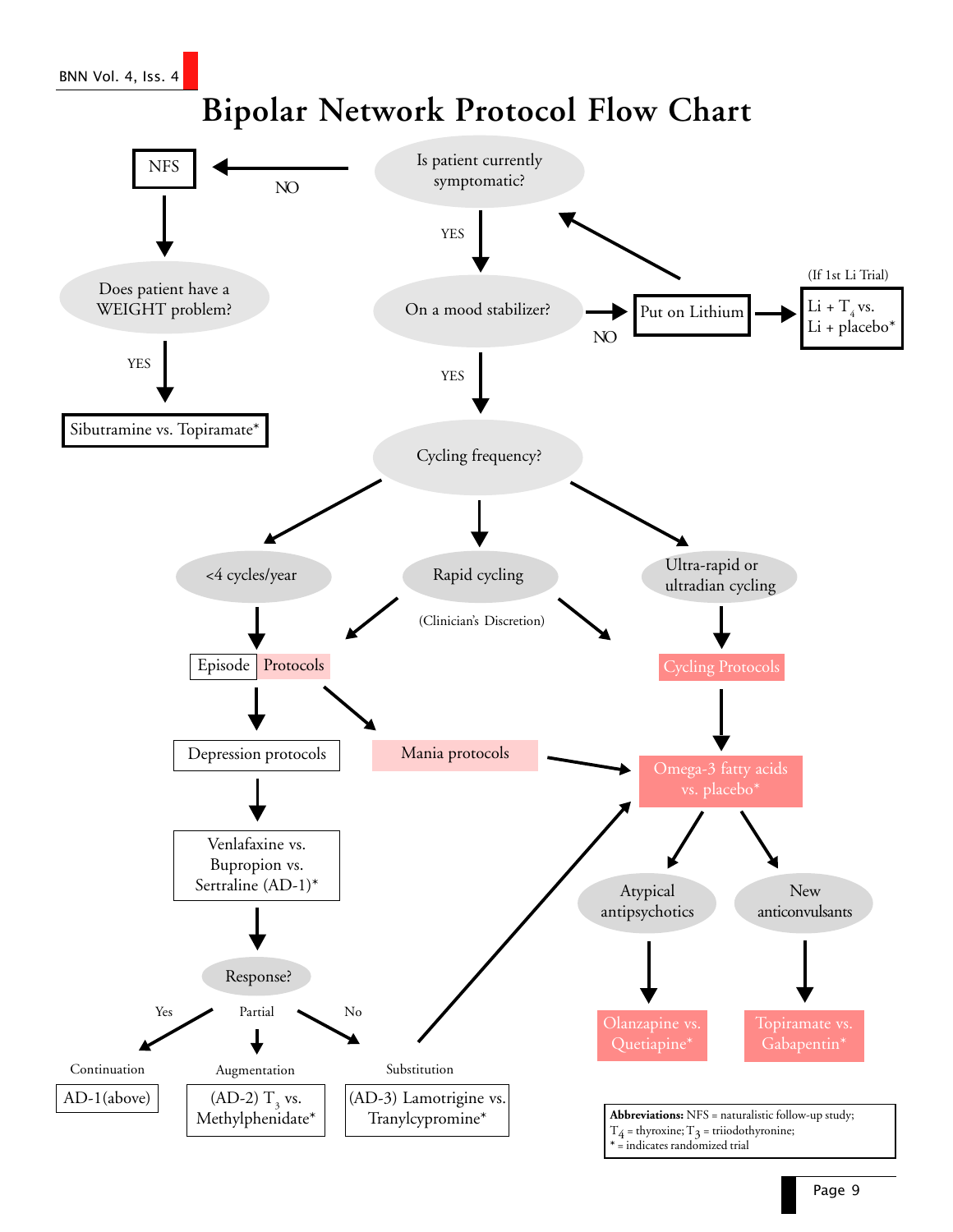# Bipolar Network Protocol Flow Chart

- **Is patient currently symptomatic?**
  - NO → **NFS**
    - **Does patient have a WEIGHT problem?**
      - YES → **Sibutramine vs. Topiramate***
  - YES → **On a mood stabilizer?**
    - NO → **Put on Lithium** → (If 1st Li Trial) **Li + $T_4$ vs. Li + placebo*** (and back to "Is patient currently symptomatic?")
    - YES → **Cycling frequency?**
      - **<4 cycles/year** → **Episode Protocols**
      - **Rapid cycling** (Clinician's Discretion) → **Episode Protocols** or **Cycling Protocols**
      - **Ultra-rapid or ultradian cycling** → **Cycling Protocols**

**Episode Protocols**
- **Depression protocols** → **Venlafaxine vs. Bupropion vs. Sertraline (AD-1)*** → **Response?**
  - Yes → Continuation: **AD-1(above)**
  - Partial → Augmentation: **(AD-2) $T_3$ vs. Methylphenidate***
  - No → Substitution: **(AD-3) Lamotrigine vs. Tranylcypromine*** → **Omega-3 fatty acids vs. placebo***
- **Mania protocols** → **Omega-3 fatty acids vs. placebo***

**Cycling Protocols** → **Omega-3 fatty acids vs. placebo***
- **Atypical antipsychotics** → **Olanzapine vs. Quetiapine***
- **New anticonvulsants** → **Topiramate vs. Gabapentin***

**Abbreviations:** NFS = naturalistic follow-up study; $T_4$ = thyroxine; $T_3$ = triiodothyronine; * = indicates randomized trial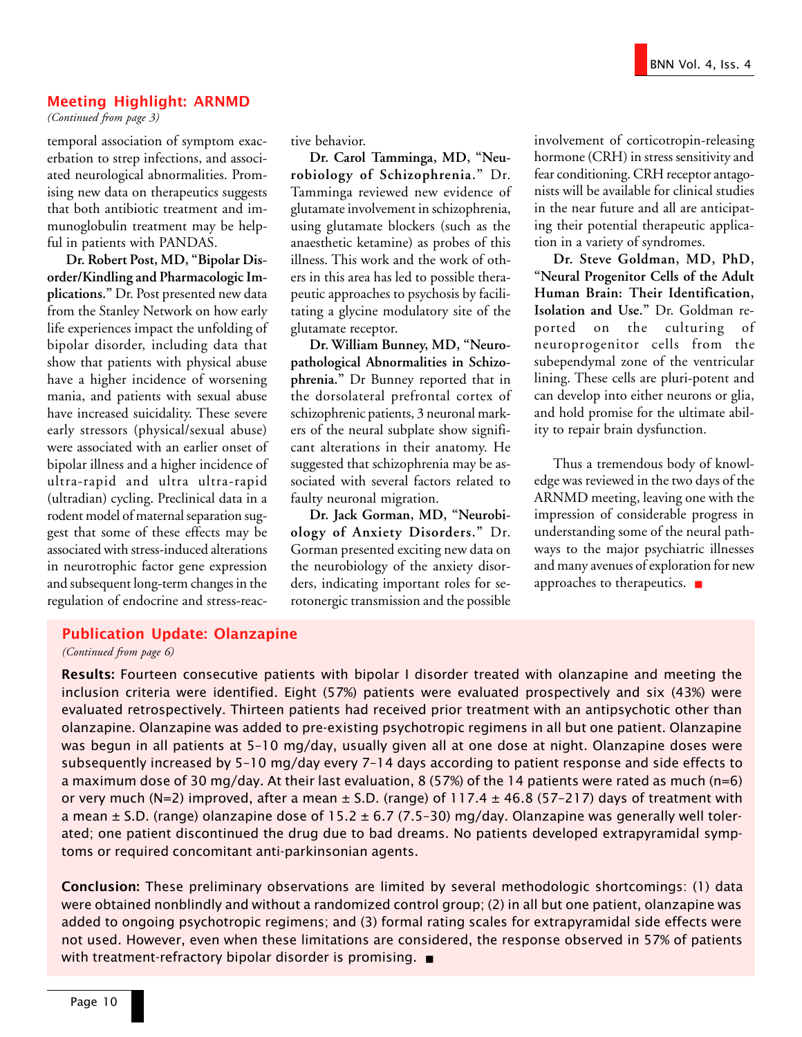## Meeting Highlight: ARNMD

*(Continued from page 3)*

temporal association of symptom exacerbation to strep infections, and associated neurological abnormalities. Promising new data on therapeutics suggests that both antibiotic treatment and immunoglobulin treatment may be helpful in patients with PANDAS.

**Dr. Robert Post, MD, "Bipolar Disorder/Kindling and Pharmacologic Implications."** Dr. Post presented new data from the Stanley Network on how early life experiences impact the unfolding of bipolar disorder, including data that show that patients with physical abuse have a higher incidence of worsening mania, and patients with sexual abuse have increased suicidality. These severe early stressors (physical/sexual abuse) were associated with an earlier onset of bipolar illness and a higher incidence of ultra-rapid and ultra ultra-rapid (ultradian) cycling. Preclinical data in a rodent model of maternal separation suggest that some of these effects may be associated with stress-induced alterations in neurotrophic factor gene expression and subsequent long-term changes in the regulation of endocrine and stress-reactive behavior.

**Dr. Carol Tamminga, MD, "Neurobiology of Schizophrenia."** Dr. Tamminga reviewed new evidence of glutamate involvement in schizophrenia, using glutamate blockers (such as the anaesthetic ketamine) as probes of this illness. This work and the work of others in this area has led to possible therapeutic approaches to psychosis by facilitating a glycine modulatory site of the glutamate receptor.

**Dr. William Bunney, MD, "Neuropathological Abnormalities in Schizophrenia."** Dr Bunney reported that in the dorsolateral prefrontal cortex of schizophrenic patients, 3 neuronal markers of the neural subplate show significant alterations in their anatomy. He suggested that schizophrenia may be associated with several factors related to faulty neuronal migration.

**Dr. Jack Gorman, MD, "Neurobiology of Anxiety Disorders."** Dr. Gorman presented exciting new data on the neurobiology of the anxiety disorders, indicating important roles for serotonergic transmission and the possible involvement of corticotropin-releasing hormone (CRH) in stress sensitivity and fear conditioning. CRH receptor antagonists will be available for clinical studies in the near future and all are anticipating their potential therapeutic application in a variety of syndromes.

**Dr. Steve Goldman, MD, PhD, "Neural Progenitor Cells of the Adult Human Brain: Their Identification, Isolation and Use."** Dr. Goldman reported on the culturing of neuroprogenitor cells from the subependymal zone of the ventricular lining. These cells are pluri-potent and can develop into either neurons or glia, and hold promise for the ultimate ability to repair brain dysfunction.

Thus a tremendous body of knowledge was reviewed in the two days of the ARNMD meeting, leaving one with the impression of considerable progress in understanding some of the neural pathways to the major psychiatric illnesses and many avenues of exploration for new approaches to therapeutics. ■

## Publication Update: Olanzapine

*(Continued from page 6)*

**Results:** Fourteen consecutive patients with bipolar I disorder treated with olanzapine and meeting the inclusion criteria were identified. Eight (57%) patients were evaluated prospectively and six (43%) were evaluated retrospectively. Thirteen patients had received prior treatment with an antipsychotic other than olanzapine. Olanzapine was added to pre-existing psychotropic regimens in all but one patient. Olanzapine was begun in all patients at 5–10 mg/day, usually given all at one dose at night. Olanzapine doses were subsequently increased by 5–10 mg/day every 7–14 days according to patient response and side effects to a maximum dose of 30 mg/day. At their last evaluation, 8 (57%) of the 14 patients were rated as much (n=6) or very much (N=2) improved, after a mean ± S.D. (range) of 117.4 ± 46.8 (57–217) days of treatment with a mean ± S.D. (range) olanzapine dose of 15.2 ± 6.7 (7.5–30) mg/day. Olanzapine was generally well tolerated; one patient discontinued the drug due to bad dreams. No patients developed extrapyramidal symptoms or required concomitant anti-parkinsonian agents.

**Conclusion:** These preliminary observations are limited by several methodologic shortcomings: (1) data were obtained nonblindly and without a randomized control group; (2) in all but one patient, olanzapine was added to ongoing psychotropic regimens; and (3) formal rating scales for extrapyramidal side effects were not used. However, even when these limitations are considered, the response observed in 57% of patients with treatment-refractory bipolar disorder is promising. ■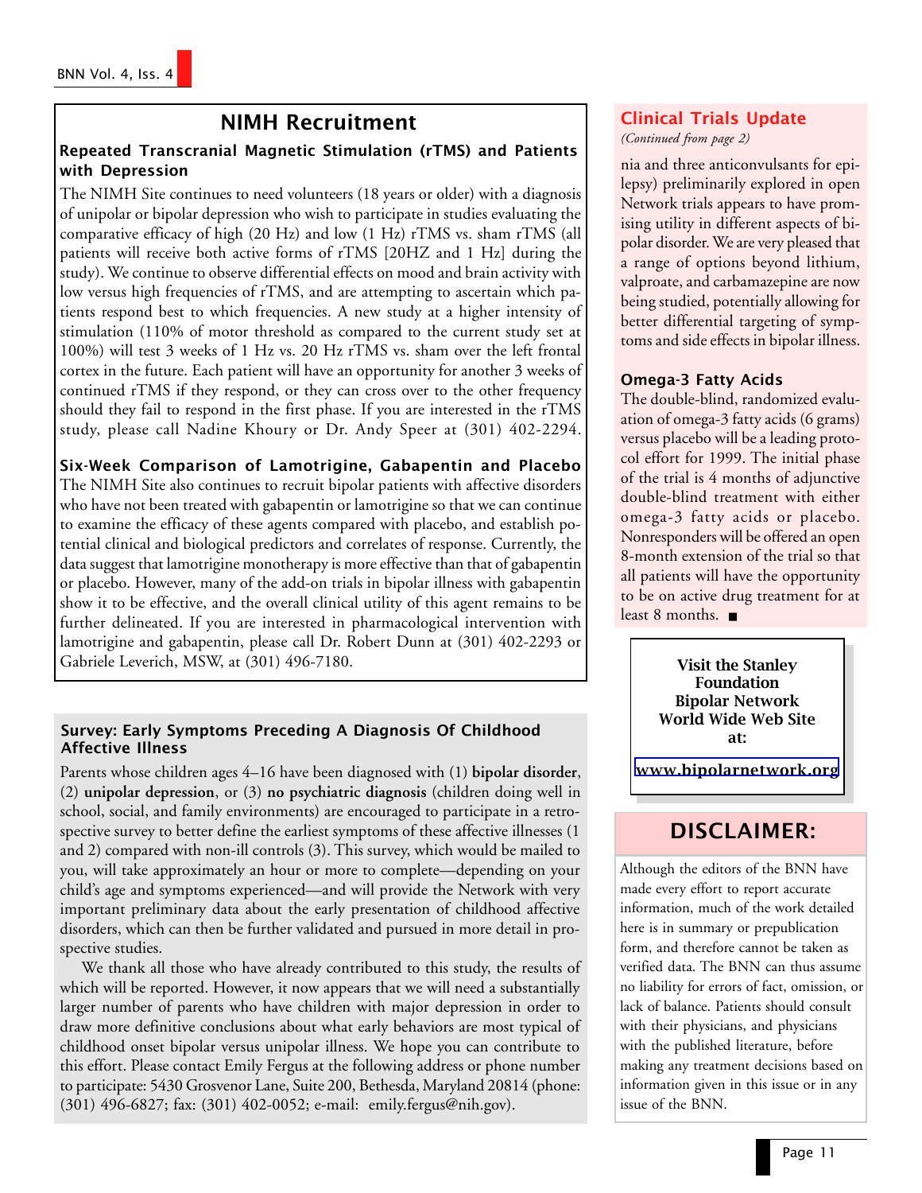## NIMH Recruitment

### Repeated Transcranial Magnetic Stimulation (rTMS) and Patients with Depression

The NIMH Site continues to need volunteers (18 years or older) with a diagnosis of unipolar or bipolar depression who wish to participate in studies evaluating the comparative efficacy of high (20 Hz) and low (1 Hz) rTMS vs. sham rTMS (all patients will receive both active forms of rTMS [20HZ and 1 Hz] during the study). We continue to observe differential effects on mood and brain activity with low versus high frequencies of rTMS, and are attempting to ascertain which patients respond best to which frequencies. A new study at a higher intensity of stimulation (110% of motor threshold as compared to the current study set at 100%) will test 3 weeks of 1 Hz vs. 20 Hz rTMS vs. sham over the left frontal cortex in the future. Each patient will have an opportunity for another 3 weeks of continued rTMS if they respond, or they can cross over to the other frequency should they fail to respond in the first phase. If you are interested in the rTMS study, please call Nadine Khoury or Dr. Andy Speer at (301) 402-2294.

### Six-Week Comparison of Lamotrigine, Gabapentin and Placebo

The NIMH Site also continues to recruit bipolar patients with affective disorders who have not been treated with gabapentin or lamotrigine so that we can continue to examine the efficacy of these agents compared with placebo, and establish potential clinical and biological predictors and correlates of response. Currently, the data suggest that lamotrigine monotherapy is more effective than that of gabapentin or placebo. However, many of the add-on trials in bipolar illness with gabapentin show it to be effective, and the overall clinical utility of this agent remains to be further delineated. If you are interested in pharmacological intervention with lamotrigine and gabapentin, please call Dr. Robert Dunn at (301) 402-2293 or Gabriele Leverich, MSW, at (301) 496-7180.

### Survey: Early Symptoms Preceding A Diagnosis Of Childhood Affective Illness

Parents whose children ages 4–16 have been diagnosed with (1) **bipolar disorder**, (2) **unipolar depression**, or (3) **no psychiatric diagnosis** (children doing well in school, social, and family environments) are encouraged to participate in a retrospective survey to better define the earliest symptoms of these affective illnesses (1 and 2) compared with non-ill controls (3). This survey, which would be mailed to you, will take approximately an hour or more to complete—depending on your child's age and symptoms experienced—and will provide the Network with very important preliminary data about the early presentation of childhood affective disorders, which can then be further validated and pursued in more detail in prospective studies.

We thank all those who have already contributed to this study, the results of which will be reported. However, it now appears that we will need a substantially larger number of parents who have children with major depression in order to draw more definitive conclusions about what early behaviors are most typical of childhood onset bipolar versus unipolar illness. We hope you can contribute to this effort. Please contact Emily Fergus at the following address or phone number to participate: 5430 Grosvenor Lane, Suite 200, Bethesda, Maryland 20814 (phone: (301) 496-6827; fax: (301) 402-0052; e-mail: emily.fergus@nih.gov).

## Clinical Trials Update

*(Continued from page 2)*

nia and three anticonvulsants for epilepsy) preliminarily explored in open Network trials appears to have promising utility in different aspects of bipolar disorder. We are very pleased that a range of options beyond lithium, valproate, and carbamazepine are now being studied, potentially allowing for better differential targeting of symptoms and side effects in bipolar illness.

### Omega-3 Fatty Acids

The double-blind, randomized evaluation of omega-3 fatty acids (6 grams) versus placebo will be a leading protocol effort for 1999. The initial phase of the trial is 4 months of adjunctive double-blind treatment with either omega-3 fatty acids or placebo. Nonresponders will be offered an open 8-month extension of the trial so that all patients will have the opportunity to be on active drug treatment for at least 8 months. ■

**Visit the Stanley Foundation Bipolar Network World Wide Web Site at:**

**www.bipolarnetwork.org**

## DISCLAIMER:

Although the editors of the BNN have made every effort to report accurate information, much of the work detailed here is in summary or prepublication form, and therefore cannot be taken as verified data. The BNN can thus assume no liability for errors of fact, omission, or lack of balance. Patients should consult with their physicians, and physicians with the published literature, before making any treatment decisions based on information given in this issue or in any issue of the BNN.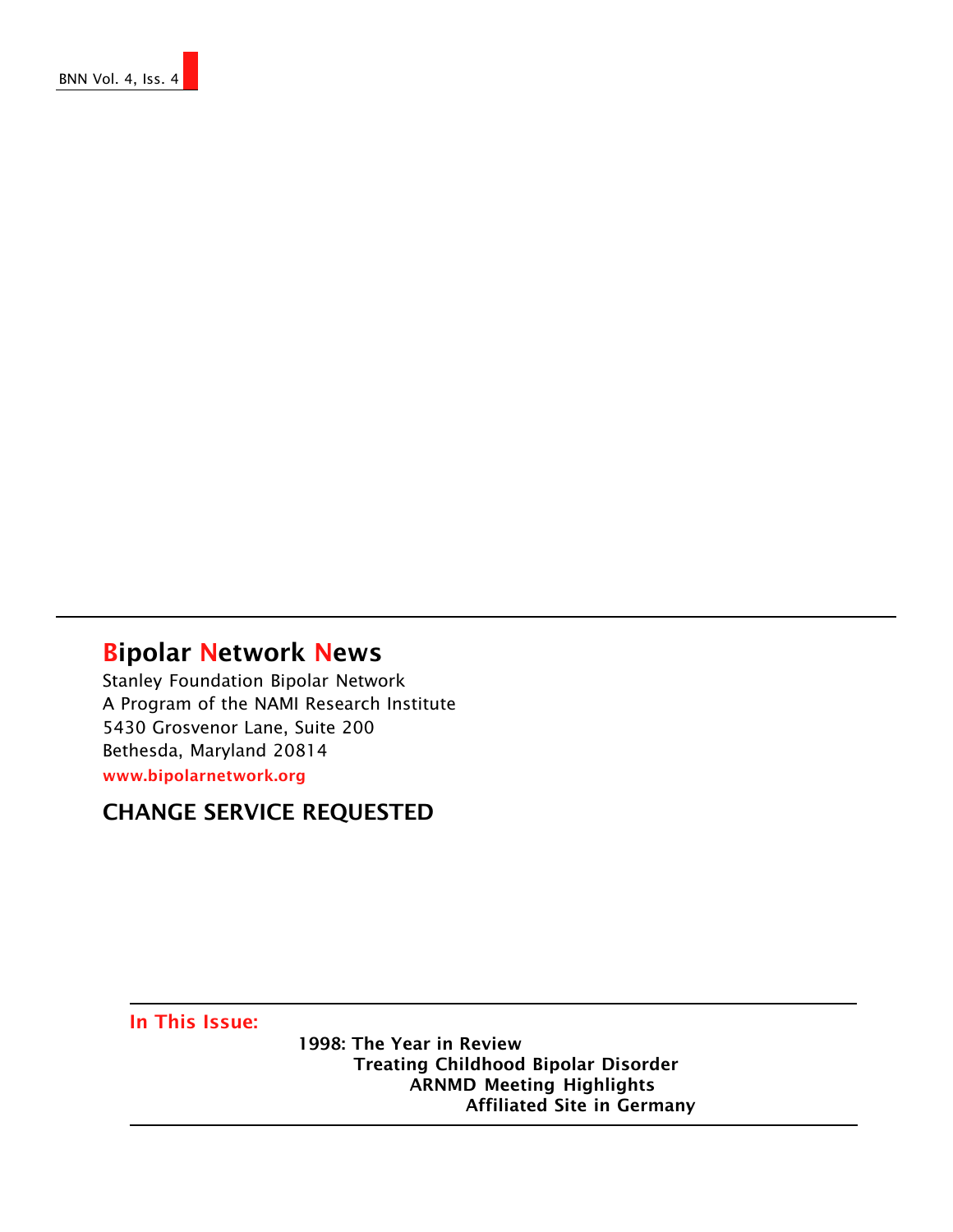## Bipolar Network News

Stanley Foundation Bipolar Network
A Program of the NAMI Research Institute
5430 Grosvenor Lane, Suite 200
Bethesda, Maryland 20814
www.bipolarnetwork.org

**CHANGE SERVICE REQUESTED**

**In This Issue:**

**1998: The Year in Review**
**Treating Childhood Bipolar Disorder**
**ARNMD Meeting Highlights**
**Affiliated Site in Germany**